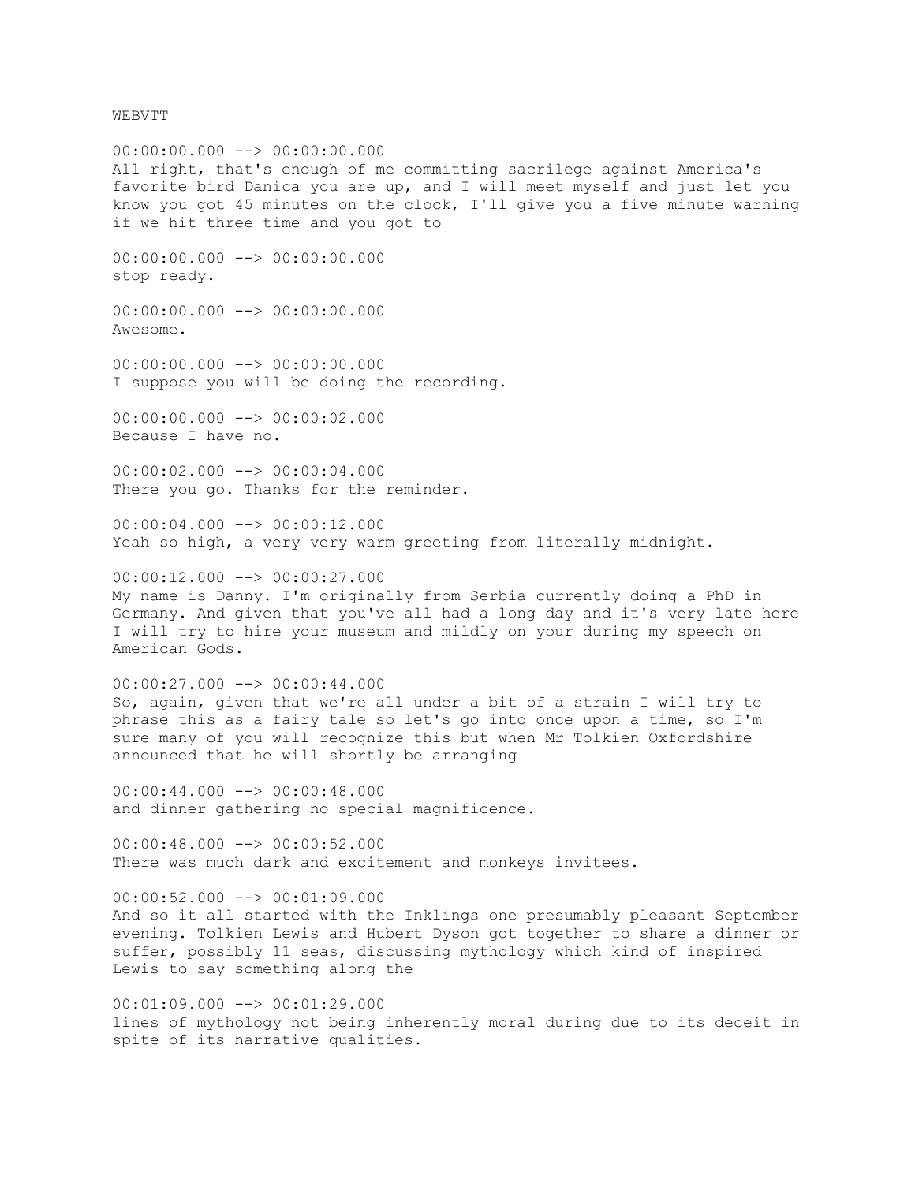WEBVTT

00:00:00.000 --> 00:00:00.000
All right, that's enough of me committing sacrilege against America's favorite bird Danica you are up, and I will meet myself and just let you know you got 45 minutes on the clock, I'll give you a five minute warning if we hit three time and you got to

00:00:00.000 --> 00:00:00.000
stop ready.

00:00:00.000 --> 00:00:00.000
Awesome.

00:00:00.000 --> 00:00:00.000
I suppose you will be doing the recording.

00:00:00.000 --> 00:00:02.000
Because I have no.

00:00:02.000 --> 00:00:04.000
There you go. Thanks for the reminder.

00:00:04.000 --> 00:00:12.000
Yeah so high, a very very warm greeting from literally midnight.

00:00:12.000 --> 00:00:27.000
My name is Danny. I'm originally from Serbia currently doing a PhD in Germany. And given that you've all had a long day and it's very late here I will try to hire your museum and mildly on your during my speech on American Gods.

00:00:27.000 --> 00:00:44.000
So, again, given that we're all under a bit of a strain I will try to phrase this as a fairy tale so let's go into once upon a time, so I'm sure many of you will recognize this but when Mr Tolkien Oxfordshire announced that he will shortly be arranging

00:00:44.000 --> 00:00:48.000
and dinner gathering no special magnificence.

00:00:48.000 --> 00:00:52.000
There was much dark and excitement and monkeys invitees.

00:00:52.000 --> 00:01:09.000
And so it all started with the Inklings one presumably pleasant September evening. Tolkien Lewis and Hubert Dyson got together to share a dinner or suffer, possibly 11 seas, discussing mythology which kind of inspired Lewis to say something along the

00:01:09.000 --> 00:01:29.000
lines of mythology not being inherently moral during due to its deceit in spite of its narrative qualities.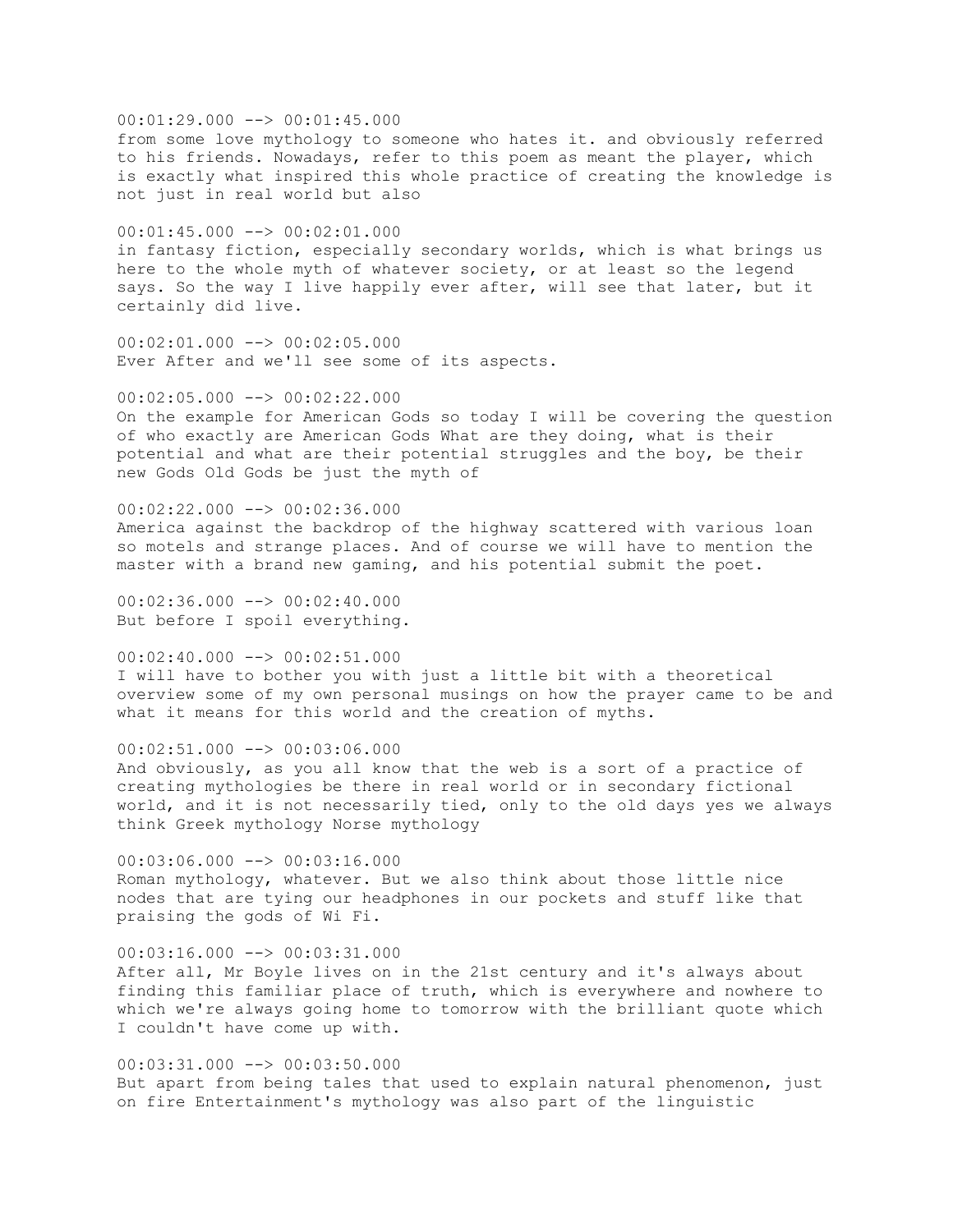00:01:29.000 --> 00:01:45.000
from some love mythology to someone who hates it. and obviously referred to his friends. Nowadays, refer to this poem as meant the player, which is exactly what inspired this whole practice of creating the knowledge is not just in real world but also

00:01:45.000 --> 00:02:01.000
in fantasy fiction, especially secondary worlds, which is what brings us here to the whole myth of whatever society, or at least so the legend says. So the way I live happily ever after, will see that later, but it certainly did live.

00:02:01.000 --> 00:02:05.000
Ever After and we'll see some of its aspects.

00:02:05.000 --> 00:02:22.000
On the example for American Gods so today I will be covering the question of who exactly are American Gods What are they doing, what is their potential and what are their potential struggles and the boy, be their new Gods Old Gods be just the myth of

00:02:22.000 --> 00:02:36.000
America against the backdrop of the highway scattered with various loan so motels and strange places. And of course we will have to mention the master with a brand new gaming, and his potential submit the poet.

00:02:36.000 --> 00:02:40.000
But before I spoil everything.

00:02:40.000 --> 00:02:51.000
I will have to bother you with just a little bit with a theoretical overview some of my own personal musings on how the prayer came to be and what it means for this world and the creation of myths.

00:02:51.000 --> 00:03:06.000
And obviously, as you all know that the web is a sort of a practice of creating mythologies be there in real world or in secondary fictional world, and it is not necessarily tied, only to the old days yes we always think Greek mythology Norse mythology

00:03:06.000 --> 00:03:16.000
Roman mythology, whatever. But we also think about those little nice nodes that are tying our headphones in our pockets and stuff like that praising the gods of Wi Fi.

00:03:16.000 --> 00:03:31.000
After all, Mr Boyle lives on in the 21st century and it's always about finding this familiar place of truth, which is everywhere and nowhere to which we're always going home to tomorrow with the brilliant quote which I couldn't have come up with.

00:03:31.000 --> 00:03:50.000
But apart from being tales that used to explain natural phenomenon, just on fire Entertainment's mythology was also part of the linguistic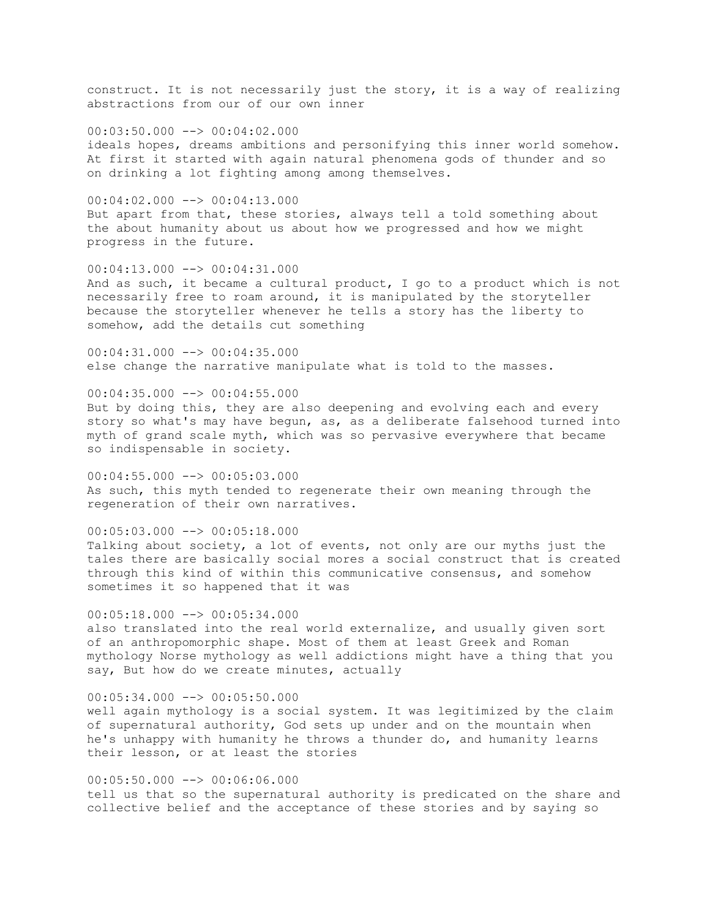construct. It is not necessarily just the story, it is a way of realizing abstractions from our of our own inner

00:03:50.000 --> 00:04:02.000
ideals hopes, dreams ambitions and personifying this inner world somehow. At first it started with again natural phenomena gods of thunder and so on drinking a lot fighting among among themselves.

00:04:02.000 --> 00:04:13.000
But apart from that, these stories, always tell a told something about the about humanity about us about how we progressed and how we might progress in the future.

00:04:13.000 --> 00:04:31.000
And as such, it became a cultural product, I go to a product which is not necessarily free to roam around, it is manipulated by the storyteller because the storyteller whenever he tells a story has the liberty to somehow, add the details cut something

00:04:31.000 --> 00:04:35.000
else change the narrative manipulate what is told to the masses.

00:04:35.000 --> 00:04:55.000
But by doing this, they are also deepening and evolving each and every story so what's may have begun, as, as a deliberate falsehood turned into myth of grand scale myth, which was so pervasive everywhere that became so indispensable in society.

00:04:55.000 --> 00:05:03.000
As such, this myth tended to regenerate their own meaning through the regeneration of their own narratives.

00:05:03.000 --> 00:05:18.000
Talking about society, a lot of events, not only are our myths just the tales there are basically social mores a social construct that is created through this kind of within this communicative consensus, and somehow sometimes it so happened that it was

00:05:18.000 --> 00:05:34.000
also translated into the real world externalize, and usually given sort of an anthropomorphic shape. Most of them at least Greek and Roman mythology Norse mythology as well addictions might have a thing that you say, But how do we create minutes, actually

00:05:34.000 --> 00:05:50.000
well again mythology is a social system. It was legitimized by the claim of supernatural authority, God sets up under and on the mountain when he's unhappy with humanity he throws a thunder do, and humanity learns their lesson, or at least the stories

00:05:50.000 --> 00:06:06.000
tell us that so the supernatural authority is predicated on the share and collective belief and the acceptance of these stories and by saying so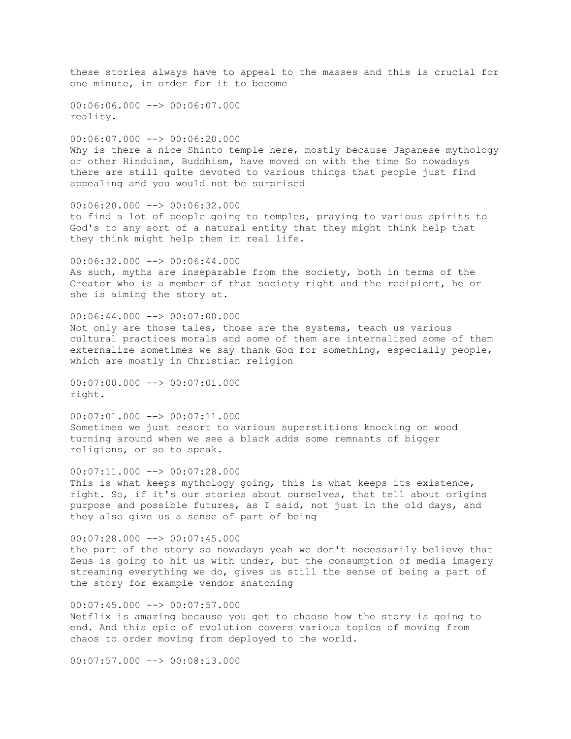these stories always have to appeal to the masses and this is crucial for one minute, in order for it to become

00:06:06.000 --> 00:06:07.000
reality.

00:06:07.000 --> 00:06:20.000
Why is there a nice Shinto temple here, mostly because Japanese mythology or other Hinduism, Buddhism, have moved on with the time So nowadays there are still quite devoted to various things that people just find appealing and you would not be surprised

00:06:20.000 --> 00:06:32.000
to find a lot of people going to temples, praying to various spirits to God's to any sort of a natural entity that they might think help that they think might help them in real life.

00:06:32.000 --> 00:06:44.000
As such, myths are inseparable from the society, both in terms of the Creator who is a member of that society right and the recipient, he or she is aiming the story at.

00:06:44.000 --> 00:07:00.000
Not only are those tales, those are the systems, teach us various cultural practices morals and some of them are internalized some of them externalize sometimes we say thank God for something, especially people, which are mostly in Christian religion

00:07:00.000 --> 00:07:01.000
right.

00:07:01.000 --> 00:07:11.000
Sometimes we just resort to various superstitions knocking on wood turning around when we see a black adds some remnants of bigger religions, or so to speak.

00:07:11.000 --> 00:07:28.000
This is what keeps mythology going, this is what keeps its existence, right. So, if it's our stories about ourselves, that tell about origins purpose and possible futures, as I said, not just in the old days, and they also give us a sense of part of being

00:07:28.000 --> 00:07:45.000
the part of the story so nowadays yeah we don't necessarily believe that Zeus is going to hit us with under, but the consumption of media imagery streaming everything we do, gives us still the sense of being a part of the story for example vendor snatching

00:07:45.000 --> 00:07:57.000
Netflix is amazing because you get to choose how the story is going to end. And this epic of evolution covers various topics of moving from chaos to order moving from deployed to the world.

00:07:57.000 --> 00:08:13.000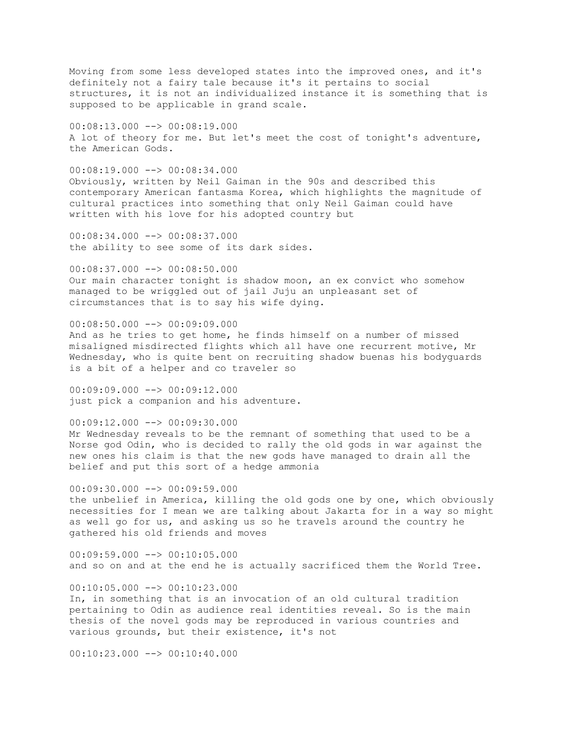Moving from some less developed states into the improved ones, and it's definitely not a fairy tale because it's it pertains to social structures, it is not an individualized instance it is something that is supposed to be applicable in grand scale.

00:08:13.000 --> 00:08:19.000
A lot of theory for me. But let's meet the cost of tonight's adventure, the American Gods.

00:08:19.000 --> 00:08:34.000
Obviously, written by Neil Gaiman in the 90s and described this contemporary American fantasma Korea, which highlights the magnitude of cultural practices into something that only Neil Gaiman could have written with his love for his adopted country but

00:08:34.000 --> 00:08:37.000
the ability to see some of its dark sides.

00:08:37.000 --> 00:08:50.000
Our main character tonight is shadow moon, an ex convict who somehow managed to be wriggled out of jail Juju an unpleasant set of circumstances that is to say his wife dying.

00:08:50.000 --> 00:09:09.000
And as he tries to get home, he finds himself on a number of missed misaligned misdirected flights which all have one recurrent motive, Mr Wednesday, who is quite bent on recruiting shadow buenas his bodyguards is a bit of a helper and co traveler so

00:09:09.000 --> 00:09:12.000
just pick a companion and his adventure.

00:09:12.000 --> 00:09:30.000
Mr Wednesday reveals to be the remnant of something that used to be a Norse god Odin, who is decided to rally the old gods in war against the new ones his claim is that the new gods have managed to drain all the belief and put this sort of a hedge ammonia

00:09:30.000 --> 00:09:59.000
the unbelief in America, killing the old gods one by one, which obviously necessities for I mean we are talking about Jakarta for in a way so might as well go for us, and asking us so he travels around the country he gathered his old friends and moves

00:09:59.000 --> 00:10:05.000
and so on and at the end he is actually sacrificed them the World Tree.

00:10:05.000 --> 00:10:23.000
In, in something that is an invocation of an old cultural tradition pertaining to Odin as audience real identities reveal. So is the main thesis of the novel gods may be reproduced in various countries and various grounds, but their existence, it's not

00:10:23.000 --> 00:10:40.000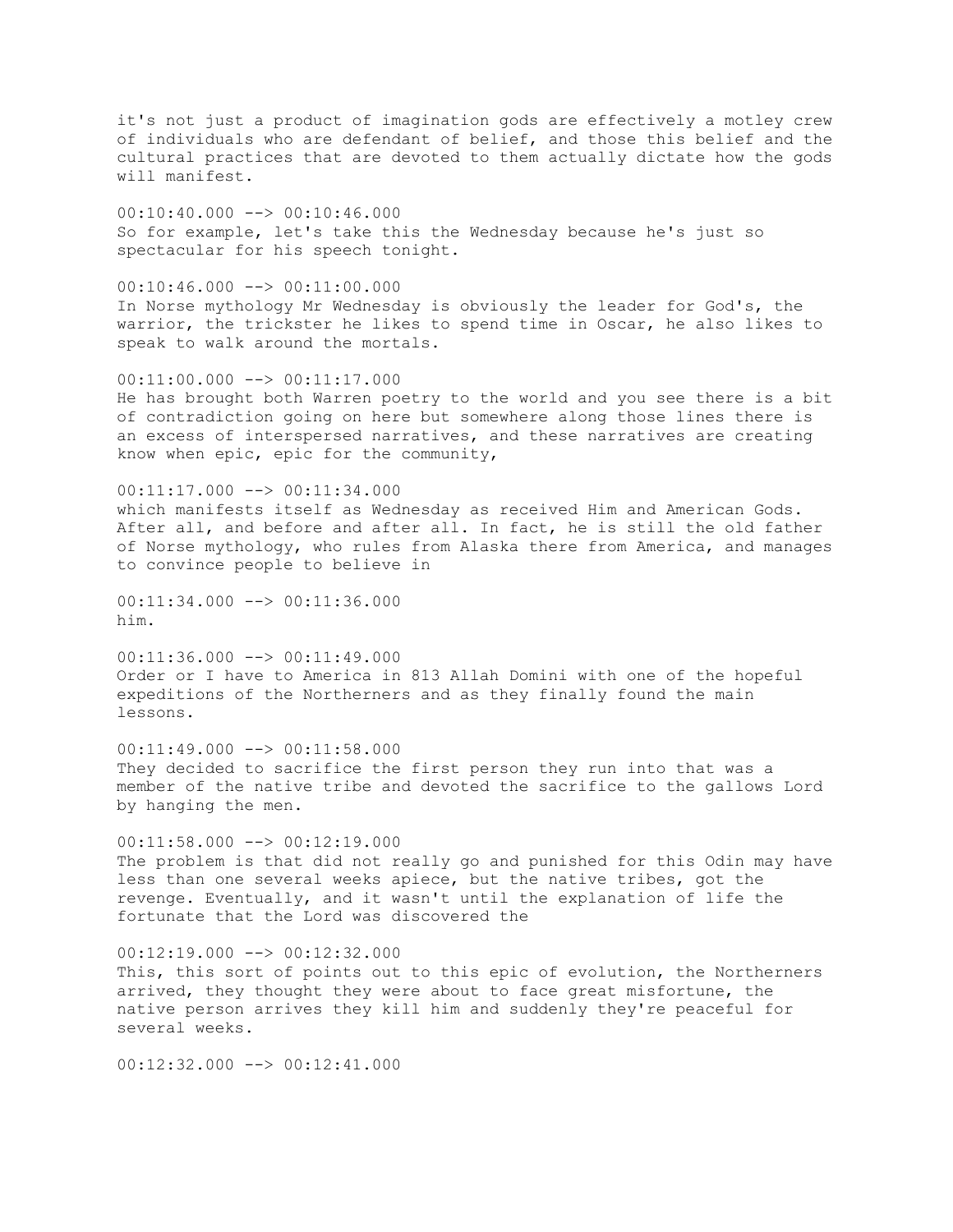it's not just a product of imagination gods are effectively a motley crew of individuals who are defendant of belief, and those this belief and the cultural practices that are devoted to them actually dictate how the gods will manifest.

00:10:40.000 --> 00:10:46.000
So for example, let's take this the Wednesday because he's just so spectacular for his speech tonight.

00:10:46.000 --> 00:11:00.000
In Norse mythology Mr Wednesday is obviously the leader for God's, the warrior, the trickster he likes to spend time in Oscar, he also likes to speak to walk around the mortals.

00:11:00.000 --> 00:11:17.000
He has brought both Warren poetry to the world and you see there is a bit of contradiction going on here but somewhere along those lines there is an excess of interspersed narratives, and these narratives are creating know when epic, epic for the community,

00:11:17.000 --> 00:11:34.000
which manifests itself as Wednesday as received Him and American Gods. After all, and before and after all. In fact, he is still the old father of Norse mythology, who rules from Alaska there from America, and manages to convince people to believe in

00:11:34.000 --> 00:11:36.000
him.

00:11:36.000 --> 00:11:49.000
Order or I have to America in 813 Allah Domini with one of the hopeful expeditions of the Northerners and as they finally found the main lessons.

00:11:49.000 --> 00:11:58.000
They decided to sacrifice the first person they run into that was a member of the native tribe and devoted the sacrifice to the gallows Lord by hanging the men.

00:11:58.000 --> 00:12:19.000
The problem is that did not really go and punished for this Odin may have less than one several weeks apiece, but the native tribes, got the revenge. Eventually, and it wasn't until the explanation of life the fortunate that the Lord was discovered the

00:12:19.000 --> 00:12:32.000
This, this sort of points out to this epic of evolution, the Northerners arrived, they thought they were about to face great misfortune, the native person arrives they kill him and suddenly they're peaceful for several weeks.

00:12:32.000 --> 00:12:41.000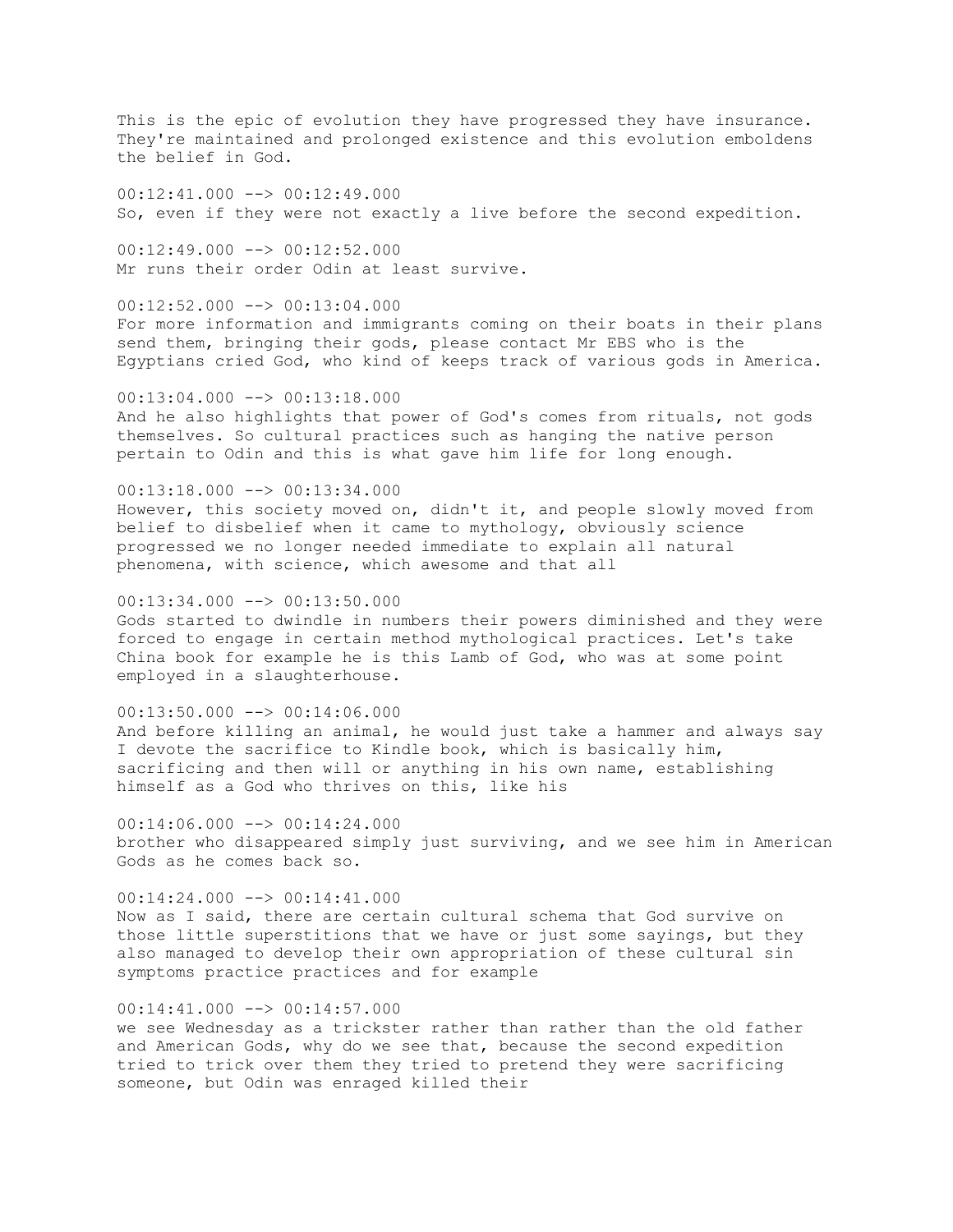This is the epic of evolution they have progressed they have insurance. They're maintained and prolonged existence and this evolution emboldens the belief in God.

00:12:41.000 --> 00:12:49.000
So, even if they were not exactly a live before the second expedition.

00:12:49.000 --> 00:12:52.000
Mr runs their order Odin at least survive.

00:12:52.000 --> 00:13:04.000
For more information and immigrants coming on their boats in their plans send them, bringing their gods, please contact Mr EBS who is the Egyptians cried God, who kind of keeps track of various gods in America.

00:13:04.000 --> 00:13:18.000
And he also highlights that power of God's comes from rituals, not gods themselves. So cultural practices such as hanging the native person pertain to Odin and this is what gave him life for long enough.

00:13:18.000 --> 00:13:34.000
However, this society moved on, didn't it, and people slowly moved from belief to disbelief when it came to mythology, obviously science progressed we no longer needed immediate to explain all natural phenomena, with science, which awesome and that all

00:13:34.000 --> 00:13:50.000
Gods started to dwindle in numbers their powers diminished and they were forced to engage in certain method mythological practices. Let's take China book for example he is this Lamb of God, who was at some point employed in a slaughterhouse.

00:13:50.000 --> 00:14:06.000
And before killing an animal, he would just take a hammer and always say I devote the sacrifice to Kindle book, which is basically him, sacrificing and then will or anything in his own name, establishing himself as a God who thrives on this, like his

00:14:06.000 --> 00:14:24.000
brother who disappeared simply just surviving, and we see him in American Gods as he comes back so.

00:14:24.000 --> 00:14:41.000
Now as I said, there are certain cultural schema that God survive on those little superstitions that we have or just some sayings, but they also managed to develop their own appropriation of these cultural sin symptoms practice practices and for example

00:14:41.000 --> 00:14:57.000
we see Wednesday as a trickster rather than rather than the old father and American Gods, why do we see that, because the second expedition tried to trick over them they tried to pretend they were sacrificing someone, but Odin was enraged killed their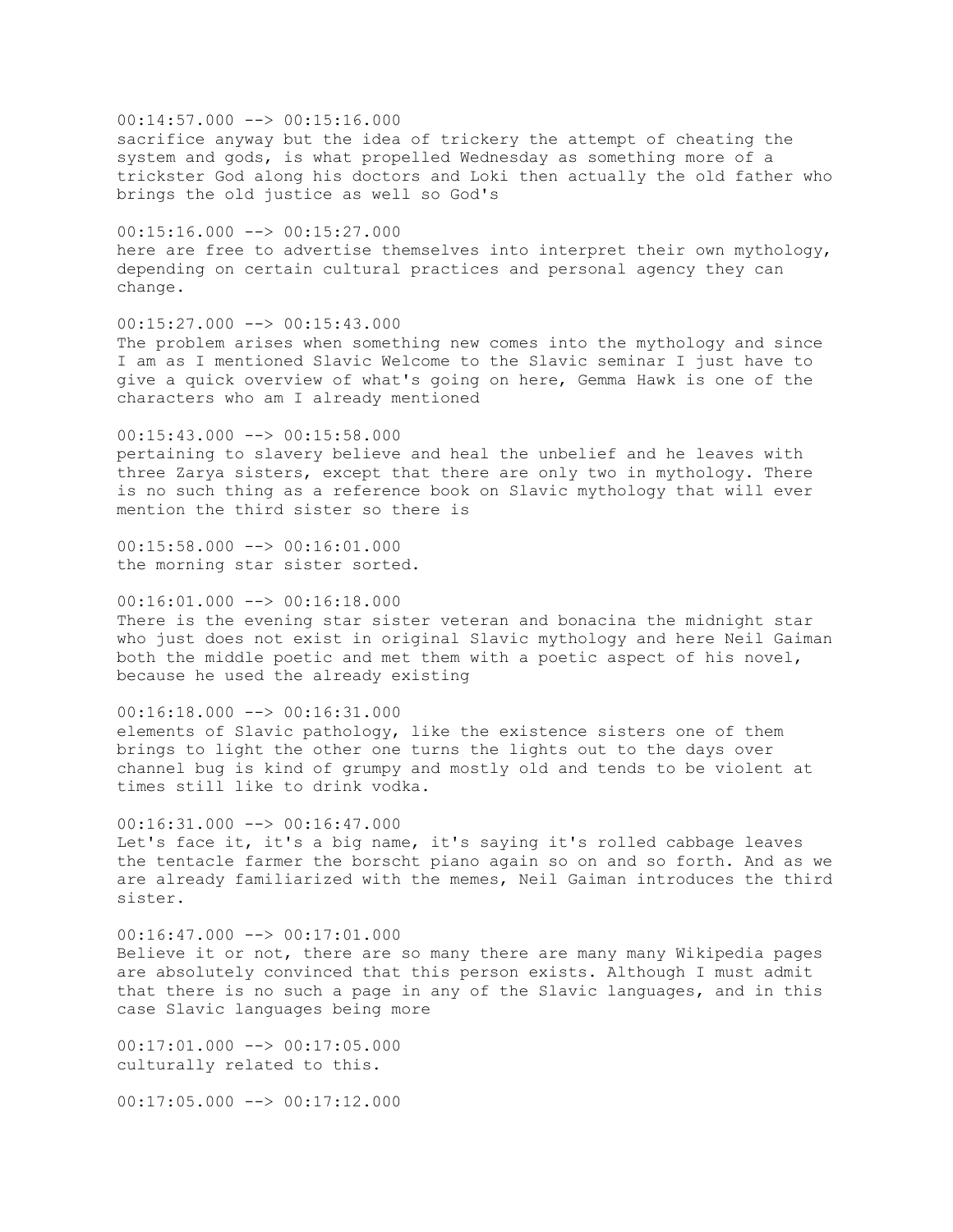00:14:57.000 --> 00:15:16.000
sacrifice anyway but the idea of trickery the attempt of cheating the system and gods, is what propelled Wednesday as something more of a trickster God along his doctors and Loki then actually the old father who brings the old justice as well so God's

00:15:16.000 --> 00:15:27.000
here are free to advertise themselves into interpret their own mythology, depending on certain cultural practices and personal agency they can change.

00:15:27.000 --> 00:15:43.000
The problem arises when something new comes into the mythology and since I am as I mentioned Slavic Welcome to the Slavic seminar I just have to give a quick overview of what's going on here, Gemma Hawk is one of the characters who am I already mentioned

00:15:43.000 --> 00:15:58.000
pertaining to slavery believe and heal the unbelief and he leaves with three Zarya sisters, except that there are only two in mythology. There is no such thing as a reference book on Slavic mythology that will ever mention the third sister so there is

00:15:58.000 --> 00:16:01.000
the morning star sister sorted.

00:16:01.000 --> 00:16:18.000
There is the evening star sister veteran and bonacina the midnight star who just does not exist in original Slavic mythology and here Neil Gaiman both the middle poetic and met them with a poetic aspect of his novel, because he used the already existing

00:16:18.000 --> 00:16:31.000
elements of Slavic pathology, like the existence sisters one of them brings to light the other one turns the lights out to the days over channel bug is kind of grumpy and mostly old and tends to be violent at times still like to drink vodka.

00:16:31.000 --> 00:16:47.000
Let's face it, it's a big name, it's saying it's rolled cabbage leaves the tentacle farmer the borscht piano again so on and so forth. And as we are already familiarized with the memes, Neil Gaiman introduces the third sister.

00:16:47.000 --> 00:17:01.000
Believe it or not, there are so many there are many many Wikipedia pages are absolutely convinced that this person exists. Although I must admit that there is no such a page in any of the Slavic languages, and in this case Slavic languages being more

00:17:01.000 --> 00:17:05.000
culturally related to this.

00:17:05.000 --> 00:17:12.000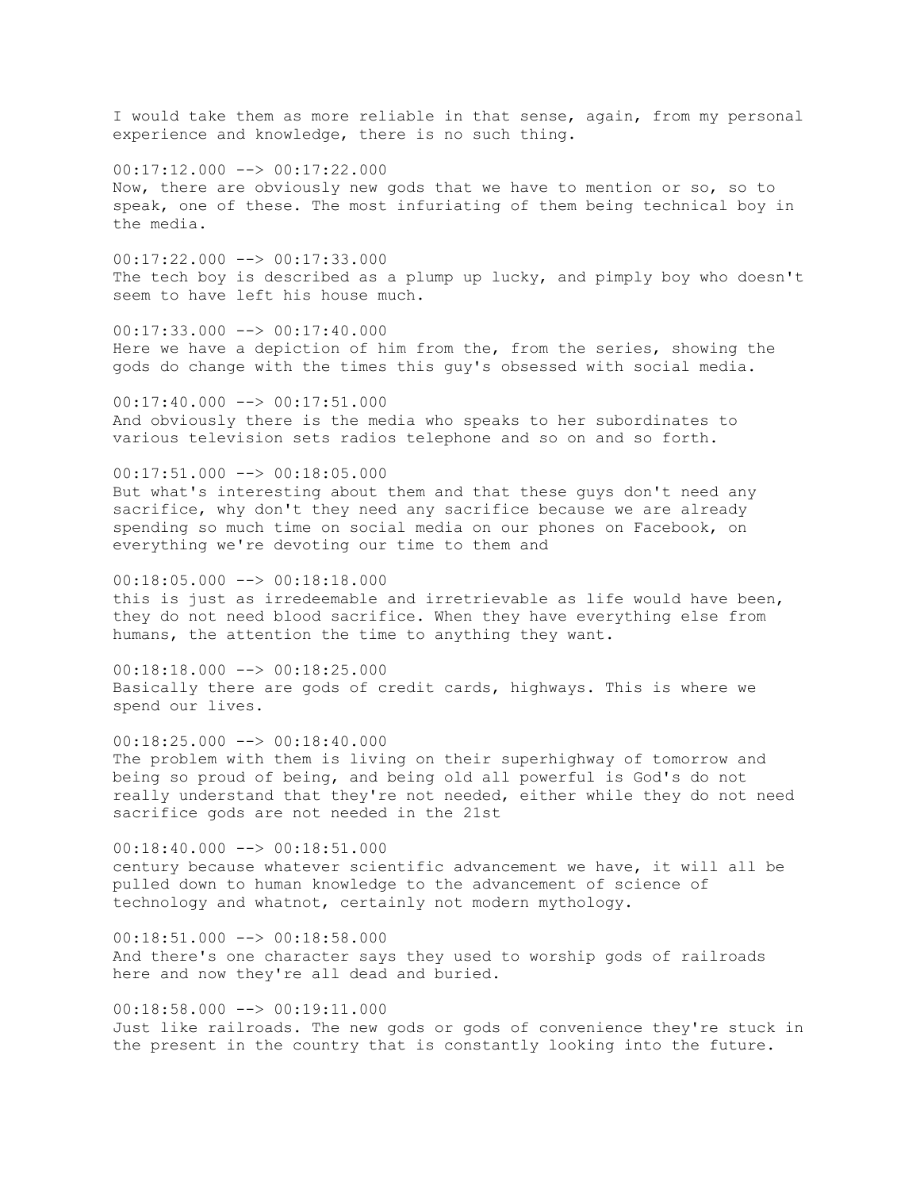I would take them as more reliable in that sense, again, from my personal experience and knowledge, there is no such thing.

00:17:12.000 --> 00:17:22.000
Now, there are obviously new gods that we have to mention or so, so to speak, one of these. The most infuriating of them being technical boy in the media.

00:17:22.000 --> 00:17:33.000
The tech boy is described as a plump up lucky, and pimply boy who doesn't seem to have left his house much.

00:17:33.000 --> 00:17:40.000
Here we have a depiction of him from the, from the series, showing the gods do change with the times this guy's obsessed with social media.

00:17:40.000 --> 00:17:51.000
And obviously there is the media who speaks to her subordinates to various television sets radios telephone and so on and so forth.

00:17:51.000 --> 00:18:05.000
But what's interesting about them and that these guys don't need any sacrifice, why don't they need any sacrifice because we are already spending so much time on social media on our phones on Facebook, on everything we're devoting our time to them and

00:18:05.000 --> 00:18:18.000
this is just as irredeemable and irretrievable as life would have been, they do not need blood sacrifice. When they have everything else from humans, the attention the time to anything they want.

00:18:18.000 --> 00:18:25.000
Basically there are gods of credit cards, highways. This is where we spend our lives.

00:18:25.000 --> 00:18:40.000
The problem with them is living on their superhighway of tomorrow and being so proud of being, and being old all powerful is God's do not really understand that they're not needed, either while they do not need sacrifice gods are not needed in the 21st

00:18:40.000 --> 00:18:51.000
century because whatever scientific advancement we have, it will all be pulled down to human knowledge to the advancement of science of technology and whatnot, certainly not modern mythology.

00:18:51.000 --> 00:18:58.000
And there's one character says they used to worship gods of railroads here and now they're all dead and buried.

00:18:58.000 --> 00:19:11.000
Just like railroads. The new gods or gods of convenience they're stuck in the present in the country that is constantly looking into the future.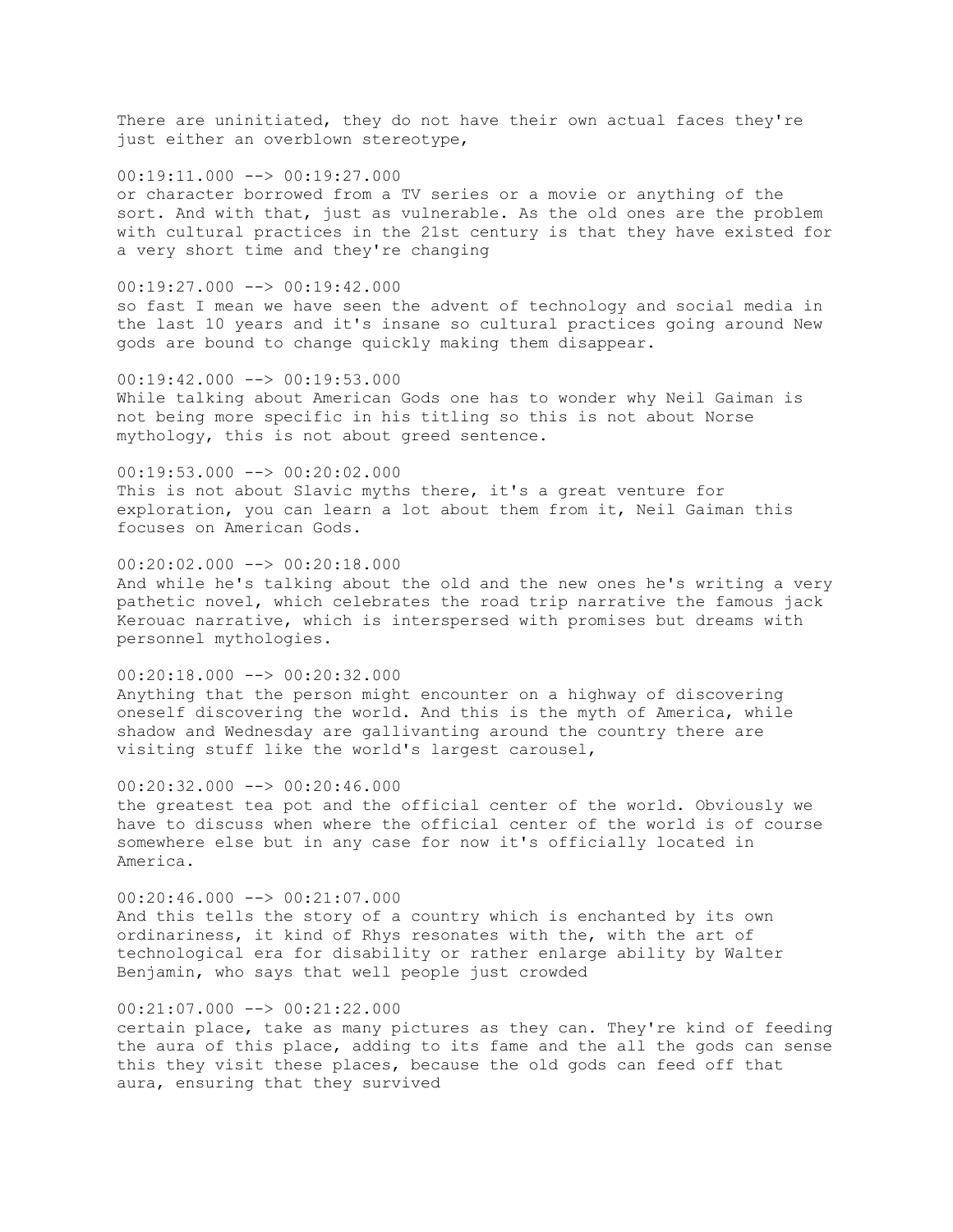There are uninitiated, they do not have their own actual faces they're just either an overblown stereotype,

00:19:11.000 --> 00:19:27.000
or character borrowed from a TV series or a movie or anything of the sort. And with that, just as vulnerable. As the old ones are the problem with cultural practices in the 21st century is that they have existed for a very short time and they're changing

00:19:27.000 --> 00:19:42.000
so fast I mean we have seen the advent of technology and social media in the last 10 years and it's insane so cultural practices going around New gods are bound to change quickly making them disappear.

00:19:42.000 --> 00:19:53.000
While talking about American Gods one has to wonder why Neil Gaiman is not being more specific in his titling so this is not about Norse mythology, this is not about greed sentence.

00:19:53.000 --> 00:20:02.000
This is not about Slavic myths there, it's a great venture for exploration, you can learn a lot about them from it, Neil Gaiman this focuses on American Gods.

00:20:02.000 --> 00:20:18.000
And while he's talking about the old and the new ones he's writing a very pathetic novel, which celebrates the road trip narrative the famous jack Kerouac narrative, which is interspersed with promises but dreams with personnel mythologies.

00:20:18.000 --> 00:20:32.000
Anything that the person might encounter on a highway of discovering oneself discovering the world. And this is the myth of America, while shadow and Wednesday are gallivanting around the country there are visiting stuff like the world's largest carousel,

00:20:32.000 --> 00:20:46.000
the greatest tea pot and the official center of the world. Obviously we have to discuss when where the official center of the world is of course somewhere else but in any case for now it's officially located in America.

00:20:46.000 --> 00:21:07.000
And this tells the story of a country which is enchanted by its own ordinariness, it kind of Rhys resonates with the, with the art of technological era for disability or rather enlarge ability by Walter Benjamin, who says that well people just crowded

00:21:07.000 --> 00:21:22.000
certain place, take as many pictures as they can. They're kind of feeding the aura of this place, adding to its fame and the all the gods can sense this they visit these places, because the old gods can feed off that aura, ensuring that they survived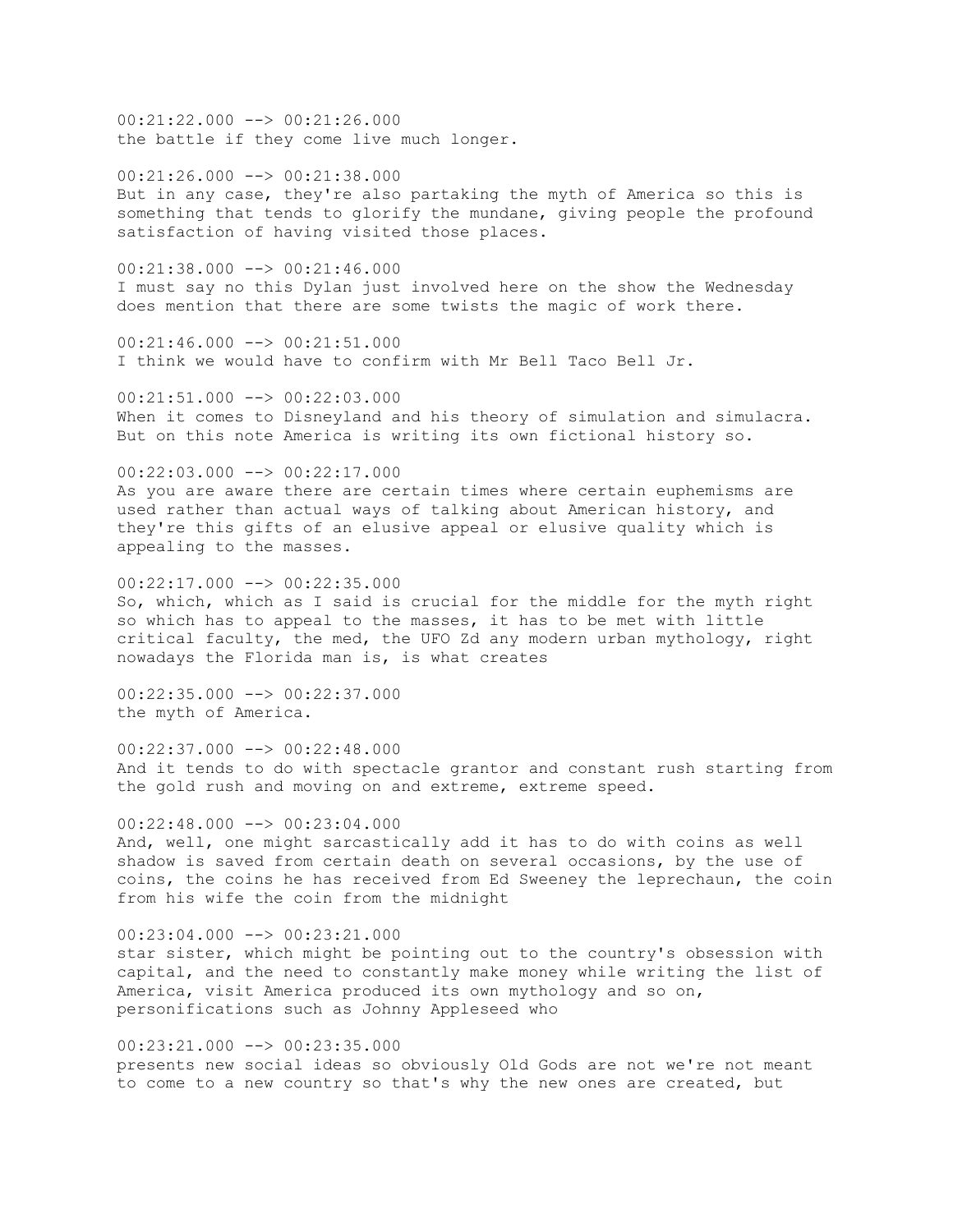00:21:22.000 --> 00:21:26.000
the battle if they come live much longer.

00:21:26.000 --> 00:21:38.000
But in any case, they're also partaking the myth of America so this is something that tends to glorify the mundane, giving people the profound satisfaction of having visited those places.

00:21:38.000 --> 00:21:46.000
I must say no this Dylan just involved here on the show the Wednesday does mention that there are some twists the magic of work there.

00:21:46.000 --> 00:21:51.000
I think we would have to confirm with Mr Bell Taco Bell Jr.

00:21:51.000 --> 00:22:03.000
When it comes to Disneyland and his theory of simulation and simulacra. But on this note America is writing its own fictional history so.

00:22:03.000 --> 00:22:17.000
As you are aware there are certain times where certain euphemisms are used rather than actual ways of talking about American history, and they're this gifts of an elusive appeal or elusive quality which is appealing to the masses.

00:22:17.000 --> 00:22:35.000
So, which, which as I said is crucial for the middle for the myth right so which has to appeal to the masses, it has to be met with little critical faculty, the med, the UFO Zd any modern urban mythology, right nowadays the Florida man is, is what creates

00:22:35.000 --> 00:22:37.000
the myth of America.

00:22:37.000 --> 00:22:48.000
And it tends to do with spectacle grantor and constant rush starting from the gold rush and moving on and extreme, extreme speed.

00:22:48.000 --> 00:23:04.000
And, well, one might sarcastically add it has to do with coins as well shadow is saved from certain death on several occasions, by the use of coins, the coins he has received from Ed Sweeney the leprechaun, the coin from his wife the coin from the midnight

00:23:04.000 --> 00:23:21.000
star sister, which might be pointing out to the country's obsession with capital, and the need to constantly make money while writing the list of America, visit America produced its own mythology and so on, personifications such as Johnny Appleseed who

00:23:21.000 --> 00:23:35.000
presents new social ideas so obviously Old Gods are not we're not meant to come to a new country so that's why the new ones are created, but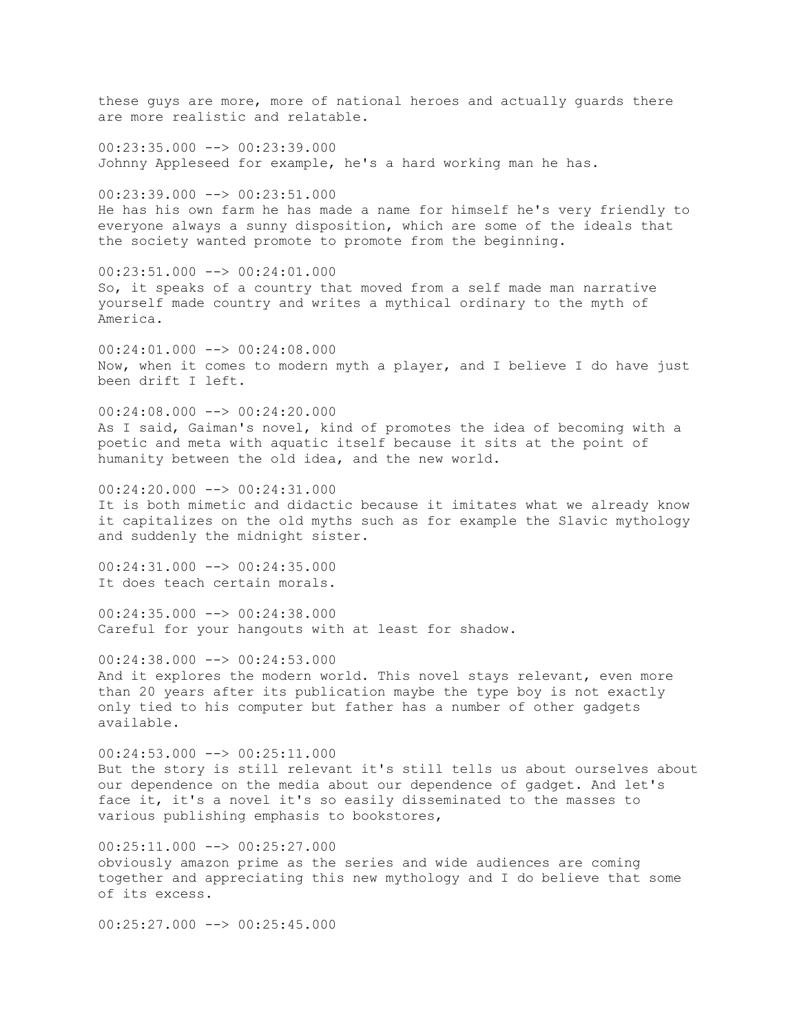these guys are more, more of national heroes and actually guards there are more realistic and relatable.

00:23:35.000 --> 00:23:39.000
Johnny Appleseed for example, he's a hard working man he has.

00:23:39.000 --> 00:23:51.000
He has his own farm he has made a name for himself he's very friendly to everyone always a sunny disposition, which are some of the ideals that the society wanted promote to promote from the beginning.

00:23:51.000 --> 00:24:01.000
So, it speaks of a country that moved from a self made man narrative yourself made country and writes a mythical ordinary to the myth of America.

00:24:01.000 --> 00:24:08.000
Now, when it comes to modern myth a player, and I believe I do have just been drift I left.

00:24:08.000 --> 00:24:20.000
As I said, Gaiman's novel, kind of promotes the idea of becoming with a poetic and meta with aquatic itself because it sits at the point of humanity between the old idea, and the new world.

00:24:20.000 --> 00:24:31.000
It is both mimetic and didactic because it imitates what we already know it capitalizes on the old myths such as for example the Slavic mythology and suddenly the midnight sister.

00:24:31.000 --> 00:24:35.000
It does teach certain morals.

00:24:35.000 --> 00:24:38.000
Careful for your hangouts with at least for shadow.

00:24:38.000 --> 00:24:53.000
And it explores the modern world. This novel stays relevant, even more than 20 years after its publication maybe the type boy is not exactly only tied to his computer but father has a number of other gadgets available.

00:24:53.000 --> 00:25:11.000
But the story is still relevant it's still tells us about ourselves about our dependence on the media about our dependence of gadget. And let's face it, it's a novel it's so easily disseminated to the masses to various publishing emphasis to bookstores,

00:25:11.000 --> 00:25:27.000
obviously amazon prime as the series and wide audiences are coming together and appreciating this new mythology and I do believe that some of its excess.

00:25:27.000 --> 00:25:45.000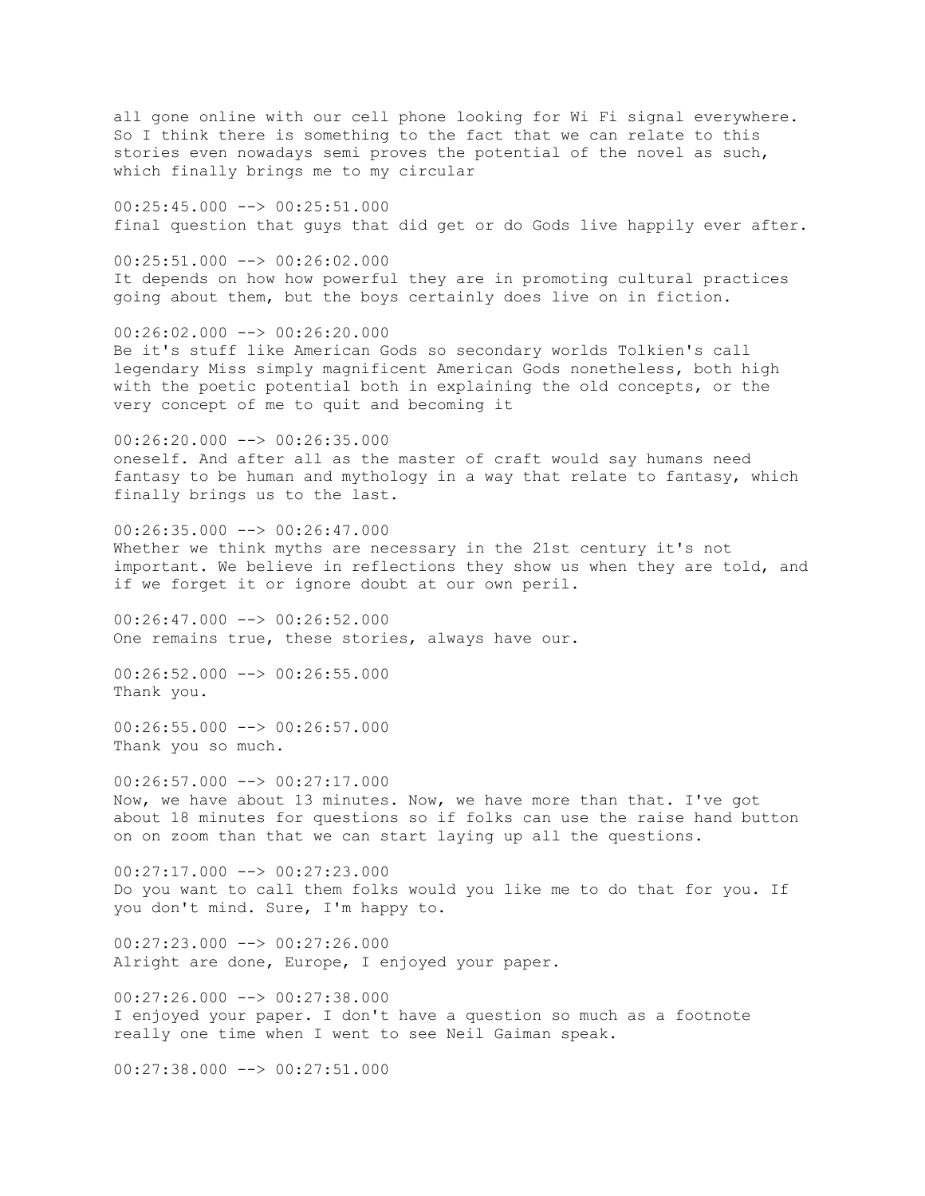all gone online with our cell phone looking for Wi Fi signal everywhere. So I think there is something to the fact that we can relate to this stories even nowadays semi proves the potential of the novel as such, which finally brings me to my circular

00:25:45.000 --> 00:25:51.000
final question that guys that did get or do Gods live happily ever after.

00:25:51.000 --> 00:26:02.000
It depends on how how powerful they are in promoting cultural practices going about them, but the boys certainly does live on in fiction.

00:26:02.000 --> 00:26:20.000
Be it's stuff like American Gods so secondary worlds Tolkien's call legendary Miss simply magnificent American Gods nonetheless, both high with the poetic potential both in explaining the old concepts, or the very concept of me to quit and becoming it

00:26:20.000 --> 00:26:35.000
oneself. And after all as the master of craft would say humans need fantasy to be human and mythology in a way that relate to fantasy, which finally brings us to the last.

00:26:35.000 --> 00:26:47.000
Whether we think myths are necessary in the 21st century it's not important. We believe in reflections they show us when they are told, and if we forget it or ignore doubt at our own peril.

00:26:47.000 --> 00:26:52.000
One remains true, these stories, always have our.

00:26:52.000 --> 00:26:55.000
Thank you.

00:26:55.000 --> 00:26:57.000
Thank you so much.

00:26:57.000 --> 00:27:17.000
Now, we have about 13 minutes. Now, we have more than that. I've got about 18 minutes for questions so if folks can use the raise hand button on on zoom than that we can start laying up all the questions.

00:27:17.000 --> 00:27:23.000
Do you want to call them folks would you like me to do that for you. If you don't mind. Sure, I'm happy to.

00:27:23.000 --> 00:27:26.000
Alright are done, Europe, I enjoyed your paper.

00:27:26.000 --> 00:27:38.000
I enjoyed your paper. I don't have a question so much as a footnote really one time when I went to see Neil Gaiman speak.

00:27:38.000 --> 00:27:51.000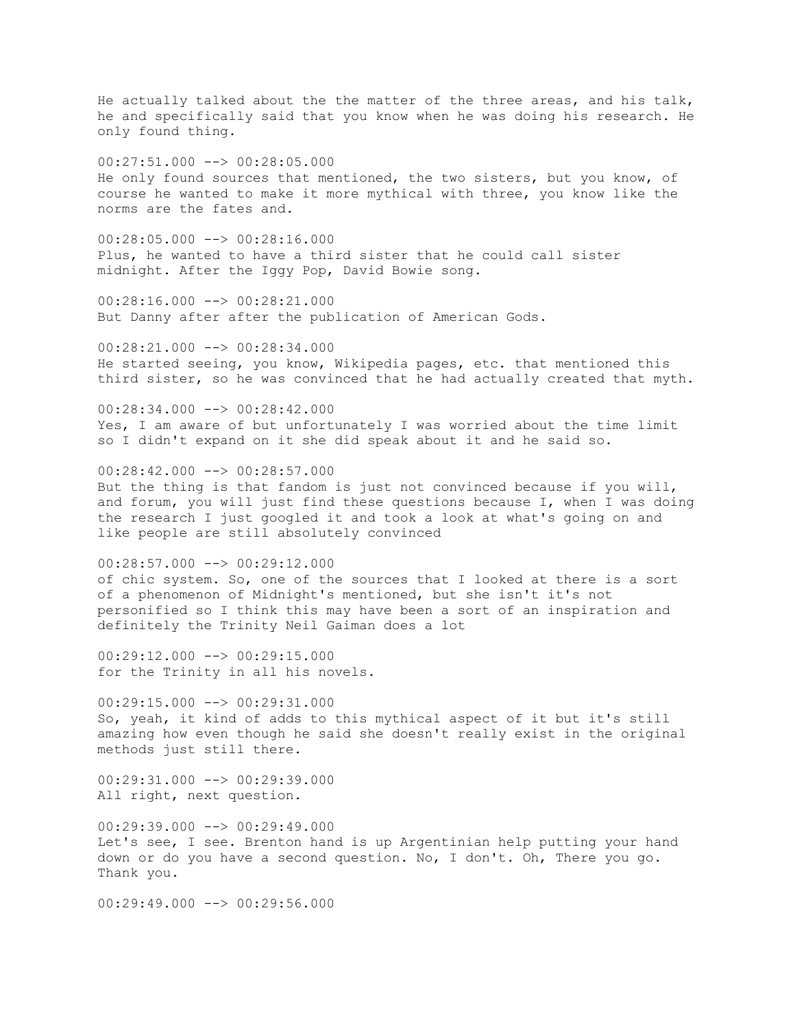He actually talked about the the matter of the three areas, and his talk, he and specifically said that you know when he was doing his research. He only found thing.

00:27:51.000 --> 00:28:05.000
He only found sources that mentioned, the two sisters, but you know, of course he wanted to make it more mythical with three, you know like the norms are the fates and.

00:28:05.000 --> 00:28:16.000
Plus, he wanted to have a third sister that he could call sister midnight. After the Iggy Pop, David Bowie song.

00:28:16.000 --> 00:28:21.000
But Danny after after the publication of American Gods.

00:28:21.000 --> 00:28:34.000
He started seeing, you know, Wikipedia pages, etc. that mentioned this third sister, so he was convinced that he had actually created that myth.

00:28:34.000 --> 00:28:42.000
Yes, I am aware of but unfortunately I was worried about the time limit so I didn't expand on it she did speak about it and he said so.

00:28:42.000 --> 00:28:57.000
But the thing is that fandom is just not convinced because if you will, and forum, you will just find these questions because I, when I was doing the research I just googled it and took a look at what's going on and like people are still absolutely convinced

00:28:57.000 --> 00:29:12.000
of chic system. So, one of the sources that I looked at there is a sort of a phenomenon of Midnight's mentioned, but she isn't it's not personified so I think this may have been a sort of an inspiration and definitely the Trinity Neil Gaiman does a lot

00:29:12.000 --> 00:29:15.000
for the Trinity in all his novels.

00:29:15.000 --> 00:29:31.000
So, yeah, it kind of adds to this mythical aspect of it but it's still amazing how even though he said she doesn't really exist in the original methods just still there.

00:29:31.000 --> 00:29:39.000
All right, next question.

00:29:39.000 --> 00:29:49.000
Let's see, I see. Brenton hand is up Argentinian help putting your hand down or do you have a second question. No, I don't. Oh, There you go. Thank you.

00:29:49.000 --> 00:29:56.000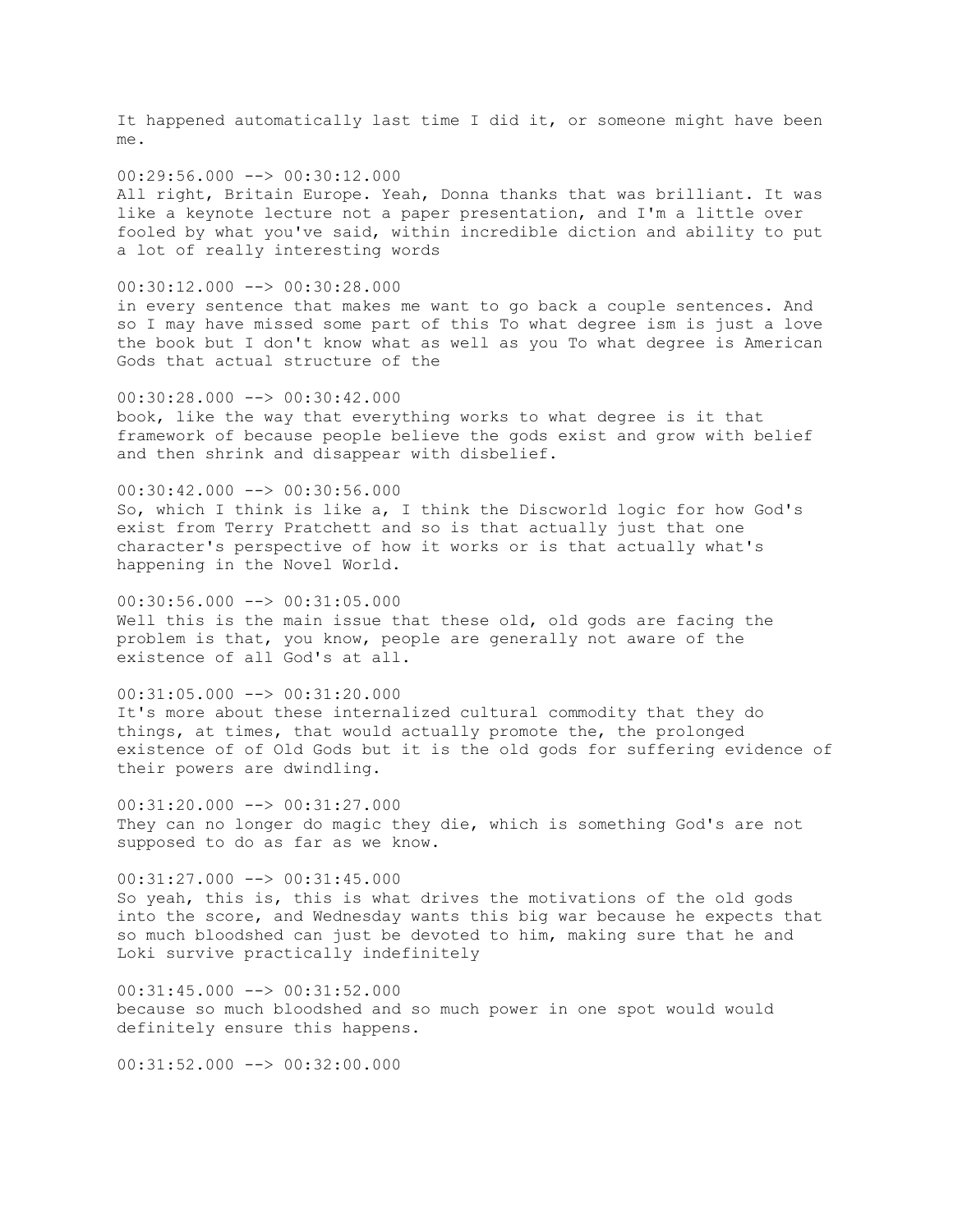It happened automatically last time I did it, or someone might have been me.

00:29:56.000 --> 00:30:12.000
All right, Britain Europe. Yeah, Donna thanks that was brilliant. It was like a keynote lecture not a paper presentation, and I'm a little over fooled by what you've said, within incredible diction and ability to put a lot of really interesting words

00:30:12.000 --> 00:30:28.000
in every sentence that makes me want to go back a couple sentences. And so I may have missed some part of this To what degree ism is just a love the book but I don't know what as well as you To what degree is American Gods that actual structure of the

00:30:28.000 --> 00:30:42.000
book, like the way that everything works to what degree is it that framework of because people believe the gods exist and grow with belief and then shrink and disappear with disbelief.

00:30:42.000 --> 00:30:56.000
So, which I think is like a, I think the Discworld logic for how God's exist from Terry Pratchett and so is that actually just that one character's perspective of how it works or is that actually what's happening in the Novel World.

00:30:56.000 --> 00:31:05.000
Well this is the main issue that these old, old gods are facing the problem is that, you know, people are generally not aware of the existence of all God's at all.

00:31:05.000 --> 00:31:20.000
It's more about these internalized cultural commodity that they do things, at times, that would actually promote the, the prolonged existence of of Old Gods but it is the old gods for suffering evidence of their powers are dwindling.

00:31:20.000 --> 00:31:27.000
They can no longer do magic they die, which is something God's are not supposed to do as far as we know.

00:31:27.000 --> 00:31:45.000
So yeah, this is, this is what drives the motivations of the old gods into the score, and Wednesday wants this big war because he expects that so much bloodshed can just be devoted to him, making sure that he and Loki survive practically indefinitely

00:31:45.000 --> 00:31:52.000
because so much bloodshed and so much power in one spot would would definitely ensure this happens.

00:31:52.000 --> 00:32:00.000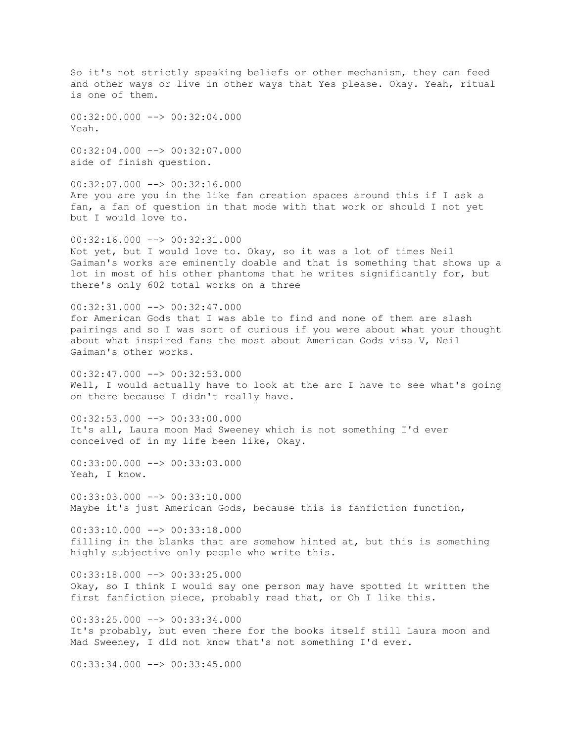So it's not strictly speaking beliefs or other mechanism, they can feed and other ways or live in other ways that Yes please. Okay. Yeah, ritual is one of them.

00:32:00.000 --> 00:32:04.000
Yeah.

00:32:04.000 --> 00:32:07.000
side of finish question.

00:32:07.000 --> 00:32:16.000
Are you are you in the like fan creation spaces around this if I ask a fan, a fan of question in that mode with that work or should I not yet but I would love to.

00:32:16.000 --> 00:32:31.000
Not yet, but I would love to. Okay, so it was a lot of times Neil Gaiman's works are eminently doable and that is something that shows up a lot in most of his other phantoms that he writes significantly for, but there's only 602 total works on a three

00:32:31.000 --> 00:32:47.000
for American Gods that I was able to find and none of them are slash pairings and so I was sort of curious if you were about what your thought about what inspired fans the most about American Gods visa V, Neil Gaiman's other works.

00:32:47.000 --> 00:32:53.000
Well, I would actually have to look at the arc I have to see what's going on there because I didn't really have.

00:32:53.000 --> 00:33:00.000
It's all, Laura moon Mad Sweeney which is not something I'd ever conceived of in my life been like, Okay.

00:33:00.000 --> 00:33:03.000
Yeah, I know.

00:33:03.000 --> 00:33:10.000
Maybe it's just American Gods, because this is fanfiction function,

00:33:10.000 --> 00:33:18.000
filling in the blanks that are somehow hinted at, but this is something highly subjective only people who write this.

00:33:18.000 --> 00:33:25.000
Okay, so I think I would say one person may have spotted it written the first fanfiction piece, probably read that, or Oh I like this.

00:33:25.000 --> 00:33:34.000
It's probably, but even there for the books itself still Laura moon and Mad Sweeney, I did not know that's not something I'd ever.

00:33:34.000 --> 00:33:45.000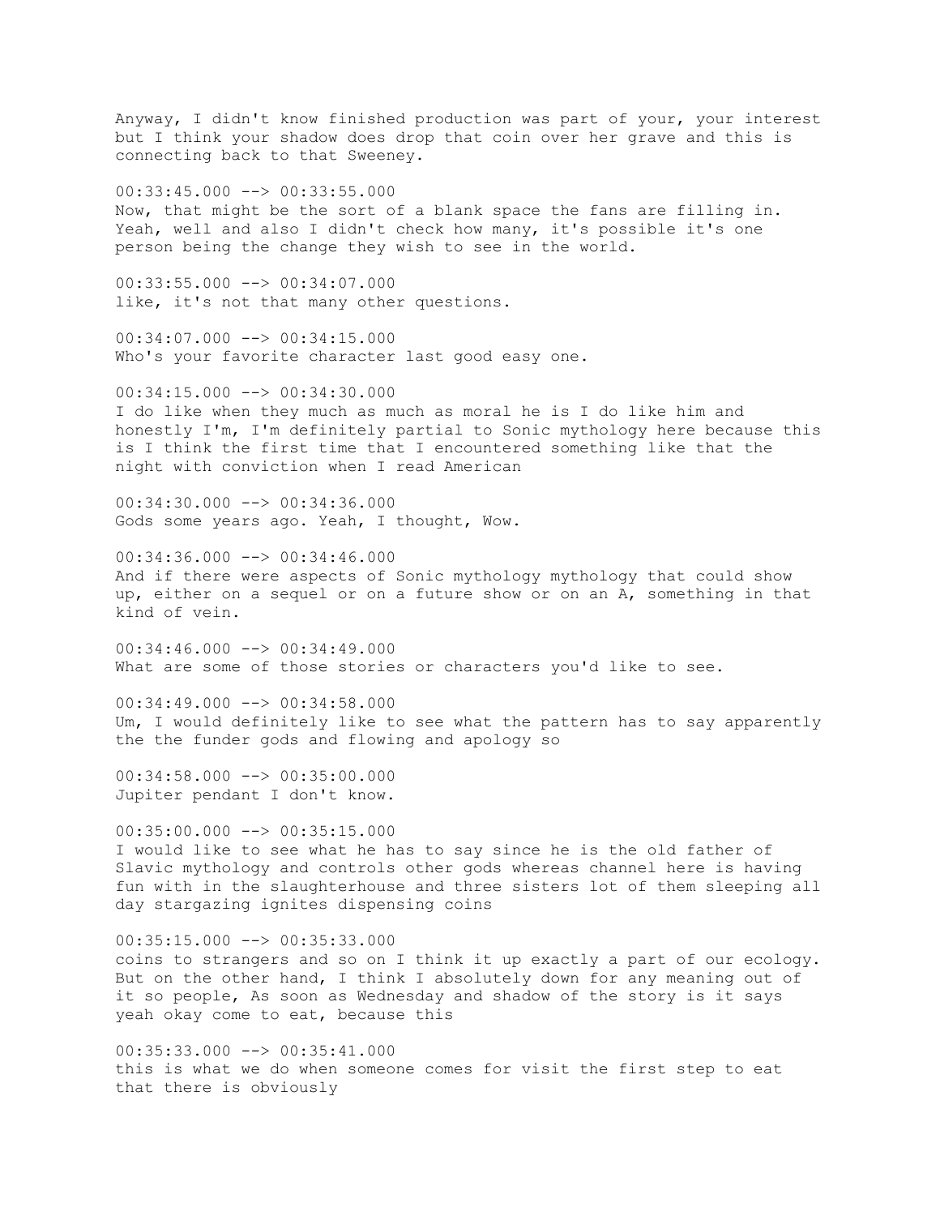Anyway, I didn't know finished production was part of your, your interest but I think your shadow does drop that coin over her grave and this is connecting back to that Sweeney.

00:33:45.000 --> 00:33:55.000
Now, that might be the sort of a blank space the fans are filling in. Yeah, well and also I didn't check how many, it's possible it's one person being the change they wish to see in the world.

00:33:55.000 --> 00:34:07.000
like, it's not that many other questions.

00:34:07.000 --> 00:34:15.000
Who's your favorite character last good easy one.

00:34:15.000 --> 00:34:30.000
I do like when they much as much as moral he is I do like him and honestly I'm, I'm definitely partial to Sonic mythology here because this is I think the first time that I encountered something like that the night with conviction when I read American

00:34:30.000 --> 00:34:36.000
Gods some years ago. Yeah, I thought, Wow.

00:34:36.000 --> 00:34:46.000
And if there were aspects of Sonic mythology mythology that could show up, either on a sequel or on a future show or on an A, something in that kind of vein.

00:34:46.000 --> 00:34:49.000
What are some of those stories or characters you'd like to see.

00:34:49.000 --> 00:34:58.000
Um, I would definitely like to see what the pattern has to say apparently the the funder gods and flowing and apology so

00:34:58.000 --> 00:35:00.000
Jupiter pendant I don't know.

00:35:00.000 --> 00:35:15.000
I would like to see what he has to say since he is the old father of Slavic mythology and controls other gods whereas channel here is having fun with in the slaughterhouse and three sisters lot of them sleeping all day stargazing ignites dispensing coins

00:35:15.000 --> 00:35:33.000
coins to strangers and so on I think it up exactly a part of our ecology. But on the other hand, I think I absolutely down for any meaning out of it so people, As soon as Wednesday and shadow of the story is it says yeah okay come to eat, because this

00:35:33.000 --> 00:35:41.000
this is what we do when someone comes for visit the first step to eat that there is obviously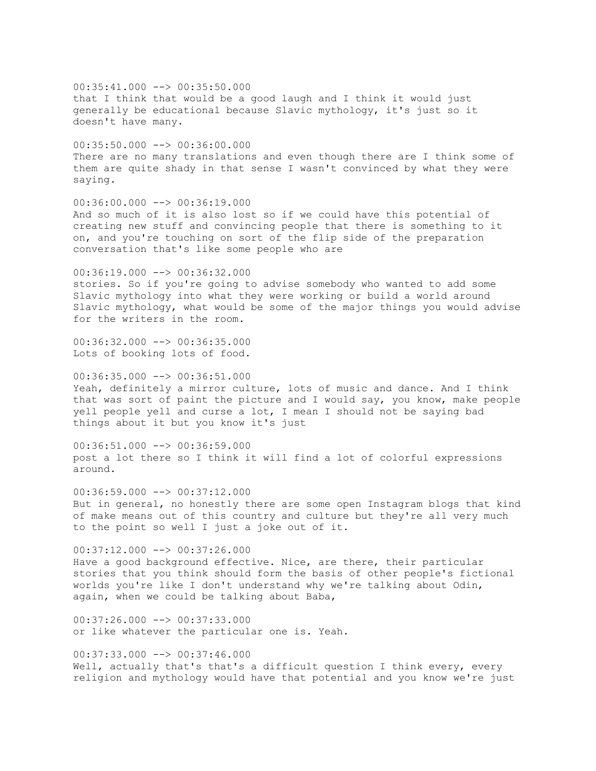00:35:41.000 --> 00:35:50.000
that I think that would be a good laugh and I think it would just generally be educational because Slavic mythology, it's just so it doesn't have many.

00:35:50.000 --> 00:36:00.000
There are no many translations and even though there are I think some of them are quite shady in that sense I wasn't convinced by what they were saying.

00:36:00.000 --> 00:36:19.000
And so much of it is also lost so if we could have this potential of creating new stuff and convincing people that there is something to it on, and you're touching on sort of the flip side of the preparation conversation that's like some people who are

00:36:19.000 --> 00:36:32.000
stories. So if you're going to advise somebody who wanted to add some Slavic mythology into what they were working or build a world around Slavic mythology, what would be some of the major things you would advise for the writers in the room.

00:36:32.000 --> 00:36:35.000
Lots of booking lots of food.

00:36:35.000 --> 00:36:51.000
Yeah, definitely a mirror culture, lots of music and dance. And I think that was sort of paint the picture and I would say, you know, make people yell people yell and curse a lot, I mean I should not be saying bad things about it but you know it's just

00:36:51.000 --> 00:36:59.000
post a lot there so I think it will find a lot of colorful expressions around.

00:36:59.000 --> 00:37:12.000
But in general, no honestly there are some open Instagram blogs that kind of make means out of this country and culture but they're all very much to the point so well I just a joke out of it.

00:37:12.000 --> 00:37:26.000
Have a good background effective. Nice, are there, their particular stories that you think should form the basis of other people's fictional worlds you're like I don't understand why we're talking about Odin, again, when we could be talking about Baba,

00:37:26.000 --> 00:37:33.000
or like whatever the particular one is. Yeah.

00:37:33.000 --> 00:37:46.000
Well, actually that's that's a difficult question I think every, every religion and mythology would have that potential and you know we're just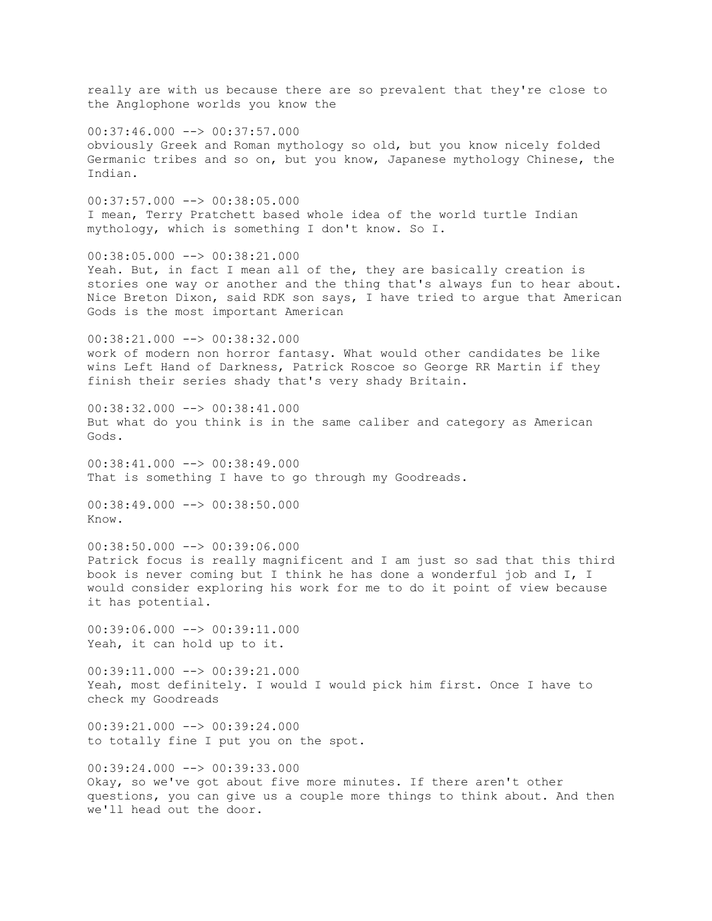really are with us because there are so prevalent that they're close to the Anglophone worlds you know the

00:37:46.000 --> 00:37:57.000
obviously Greek and Roman mythology so old, but you know nicely folded Germanic tribes and so on, but you know, Japanese mythology Chinese, the Indian.

00:37:57.000 --> 00:38:05.000
I mean, Terry Pratchett based whole idea of the world turtle Indian mythology, which is something I don't know. So I.

00:38:05.000 --> 00:38:21.000
Yeah. But, in fact I mean all of the, they are basically creation is stories one way or another and the thing that's always fun to hear about. Nice Breton Dixon, said RDK son says, I have tried to argue that American Gods is the most important American

00:38:21.000 --> 00:38:32.000
work of modern non horror fantasy. What would other candidates be like wins Left Hand of Darkness, Patrick Roscoe so George RR Martin if they finish their series shady that's very shady Britain.

00:38:32.000 --> 00:38:41.000
But what do you think is in the same caliber and category as American Gods.

00:38:41.000 --> 00:38:49.000
That is something I have to go through my Goodreads.

00:38:49.000 --> 00:38:50.000
Know.

00:38:50.000 --> 00:39:06.000
Patrick focus is really magnificent and I am just so sad that this third book is never coming but I think he has done a wonderful job and I, I would consider exploring his work for me to do it point of view because it has potential.

00:39:06.000 --> 00:39:11.000
Yeah, it can hold up to it.

00:39:11.000 --> 00:39:21.000
Yeah, most definitely. I would I would pick him first. Once I have to check my Goodreads

00:39:21.000 --> 00:39:24.000
to totally fine I put you on the spot.

00:39:24.000 --> 00:39:33.000
Okay, so we've got about five more minutes. If there aren't other questions, you can give us a couple more things to think about. And then we'll head out the door.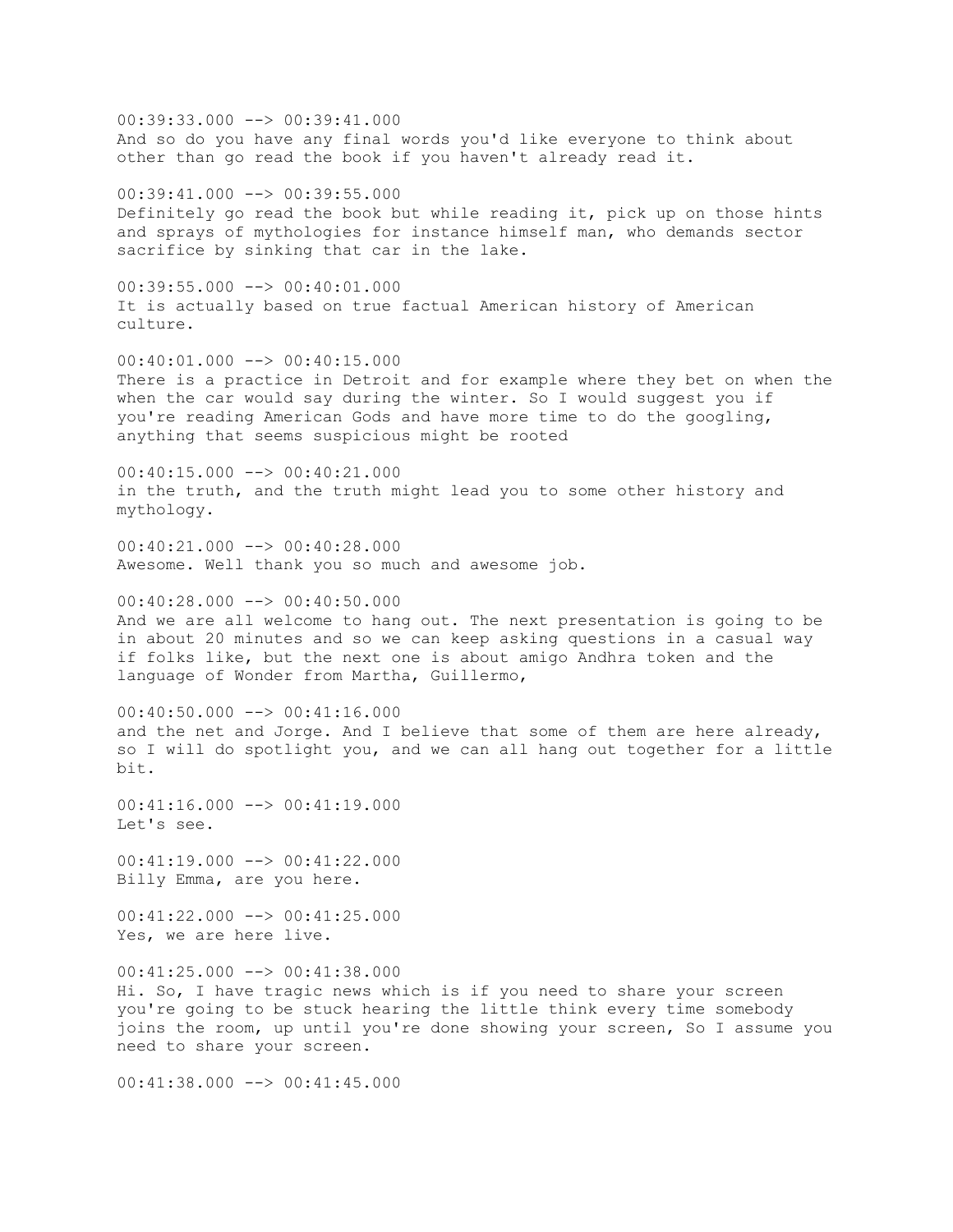00:39:33.000 --> 00:39:41.000
And so do you have any final words you'd like everyone to think about other than go read the book if you haven't already read it.

00:39:41.000 --> 00:39:55.000
Definitely go read the book but while reading it, pick up on those hints and sprays of mythologies for instance himself man, who demands sector sacrifice by sinking that car in the lake.

00:39:55.000 --> 00:40:01.000
It is actually based on true factual American history of American culture.

00:40:01.000 --> 00:40:15.000
There is a practice in Detroit and for example where they bet on when the when the car would say during the winter. So I would suggest you if you're reading American Gods and have more time to do the googling, anything that seems suspicious might be rooted

00:40:15.000 --> 00:40:21.000
in the truth, and the truth might lead you to some other history and mythology.

00:40:21.000 --> 00:40:28.000
Awesome. Well thank you so much and awesome job.

00:40:28.000 --> 00:40:50.000
And we are all welcome to hang out. The next presentation is going to be in about 20 minutes and so we can keep asking questions in a casual way if folks like, but the next one is about amigo Andhra token and the language of Wonder from Martha, Guillermo,

00:40:50.000 --> 00:41:16.000
and the net and Jorge. And I believe that some of them are here already, so I will do spotlight you, and we can all hang out together for a little bit.

00:41:16.000 --> 00:41:19.000
Let's see.

00:41:19.000 --> 00:41:22.000
Billy Emma, are you here.

00:41:22.000 --> 00:41:25.000
Yes, we are here live.

00:41:25.000 --> 00:41:38.000
Hi. So, I have tragic news which is if you need to share your screen you're going to be stuck hearing the little think every time somebody joins the room, up until you're done showing your screen, So I assume you need to share your screen.

00:41:38.000 --> 00:41:45.000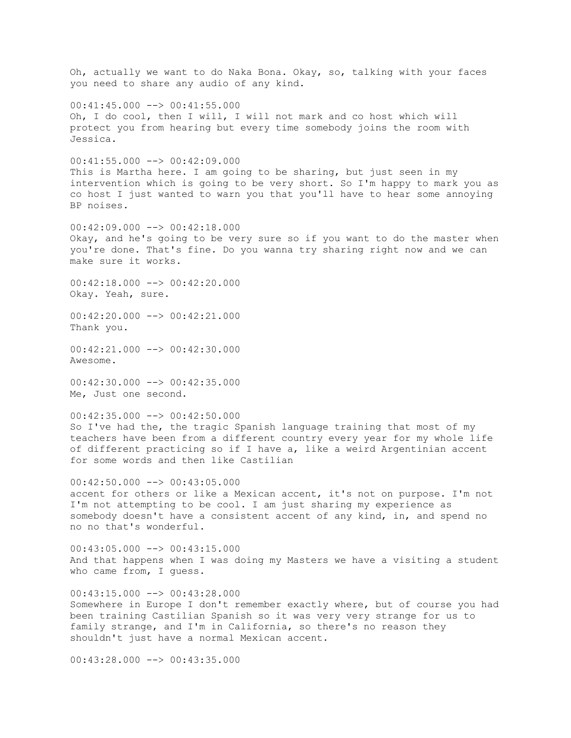Oh, actually we want to do Naka Bona. Okay, so, talking with your faces you need to share any audio of any kind.

00:41:45.000 --> 00:41:55.000
Oh, I do cool, then I will, I will not mark and co host which will protect you from hearing but every time somebody joins the room with Jessica.

00:41:55.000 --> 00:42:09.000
This is Martha here. I am going to be sharing, but just seen in my intervention which is going to be very short. So I'm happy to mark you as co host I just wanted to warn you that you'll have to hear some annoying BP noises.

00:42:09.000 --> 00:42:18.000
Okay, and he's going to be very sure so if you want to do the master when you're done. That's fine. Do you wanna try sharing right now and we can make sure it works.

00:42:18.000 --> 00:42:20.000
Okay. Yeah, sure.

00:42:20.000 --> 00:42:21.000
Thank you.

00:42:21.000 --> 00:42:30.000
Awesome.

00:42:30.000 --> 00:42:35.000
Me, Just one second.

00:42:35.000 --> 00:42:50.000
So I've had the, the tragic Spanish language training that most of my teachers have been from a different country every year for my whole life of different practicing so if I have a, like a weird Argentinian accent for some words and then like Castilian

00:42:50.000 --> 00:43:05.000
accent for others or like a Mexican accent, it's not on purpose. I'm not I'm not attempting to be cool. I am just sharing my experience as somebody doesn't have a consistent accent of any kind, in, and spend no no no that's wonderful.

00:43:05.000 --> 00:43:15.000
And that happens when I was doing my Masters we have a visiting a student who came from, I guess.

00:43:15.000 --> 00:43:28.000
Somewhere in Europe I don't remember exactly where, but of course you had been training Castilian Spanish so it was very very strange for us to family strange, and I'm in California, so there's no reason they shouldn't just have a normal Mexican accent.

00:43:28.000 --> 00:43:35.000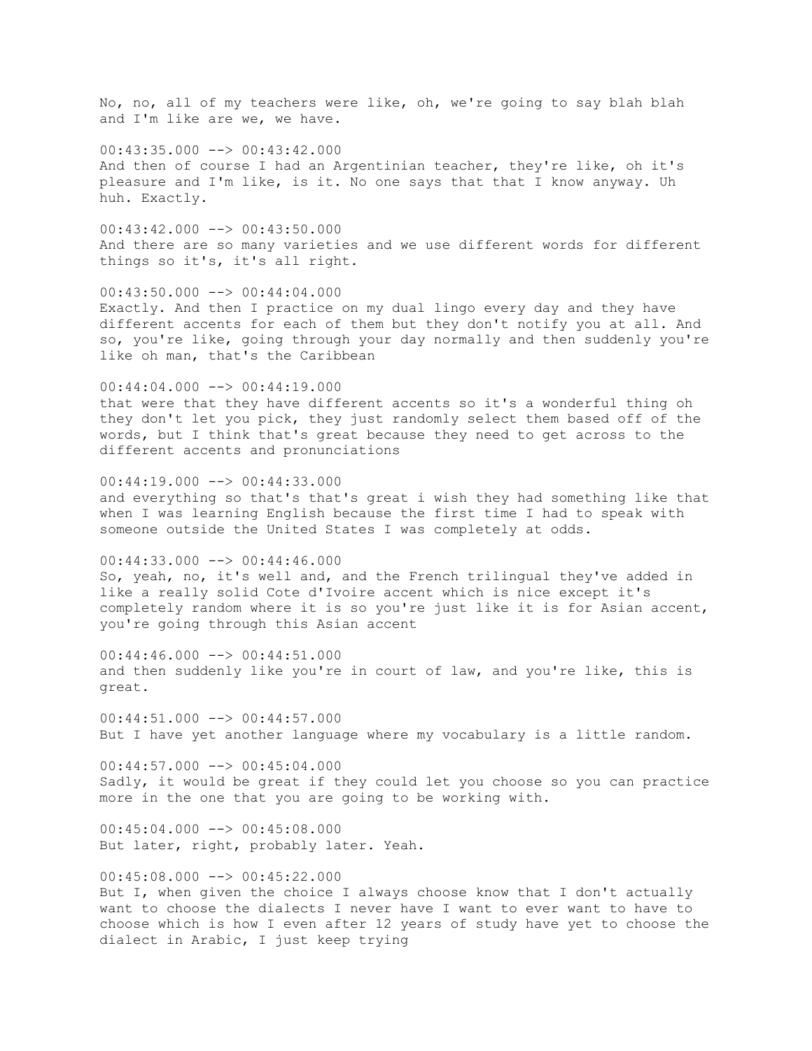No, no, all of my teachers were like, oh, we're going to say blah blah and I'm like are we, we have.

00:43:35.000 --> 00:43:42.000
And then of course I had an Argentinian teacher, they're like, oh it's pleasure and I'm like, is it. No one says that that I know anyway. Uh huh. Exactly.

00:43:42.000 --> 00:43:50.000
And there are so many varieties and we use different words for different things so it's, it's all right.

00:43:50.000 --> 00:44:04.000
Exactly. And then I practice on my dual lingo every day and they have different accents for each of them but they don't notify you at all. And so, you're like, going through your day normally and then suddenly you're like oh man, that's the Caribbean

00:44:04.000 --> 00:44:19.000
that were that they have different accents so it's a wonderful thing oh they don't let you pick, they just randomly select them based off of the words, but I think that's great because they need to get across to the different accents and pronunciations

00:44:19.000 --> 00:44:33.000
and everything so that's that's great i wish they had something like that when I was learning English because the first time I had to speak with someone outside the United States I was completely at odds.

00:44:33.000 --> 00:44:46.000
So, yeah, no, it's well and, and the French trilingual they've added in like a really solid Cote d'Ivoire accent which is nice except it's completely random where it is so you're just like it is for Asian accent, you're going through this Asian accent

00:44:46.000 --> 00:44:51.000
and then suddenly like you're in court of law, and you're like, this is great.

00:44:51.000 --> 00:44:57.000
But I have yet another language where my vocabulary is a little random.

00:44:57.000 --> 00:45:04.000
Sadly, it would be great if they could let you choose so you can practice more in the one that you are going to be working with.

00:45:04.000 --> 00:45:08.000
But later, right, probably later. Yeah.

00:45:08.000 --> 00:45:22.000
But I, when given the choice I always choose know that I don't actually want to choose the dialects I never have I want to ever want to have to choose which is how I even after 12 years of study have yet to choose the dialect in Arabic, I just keep trying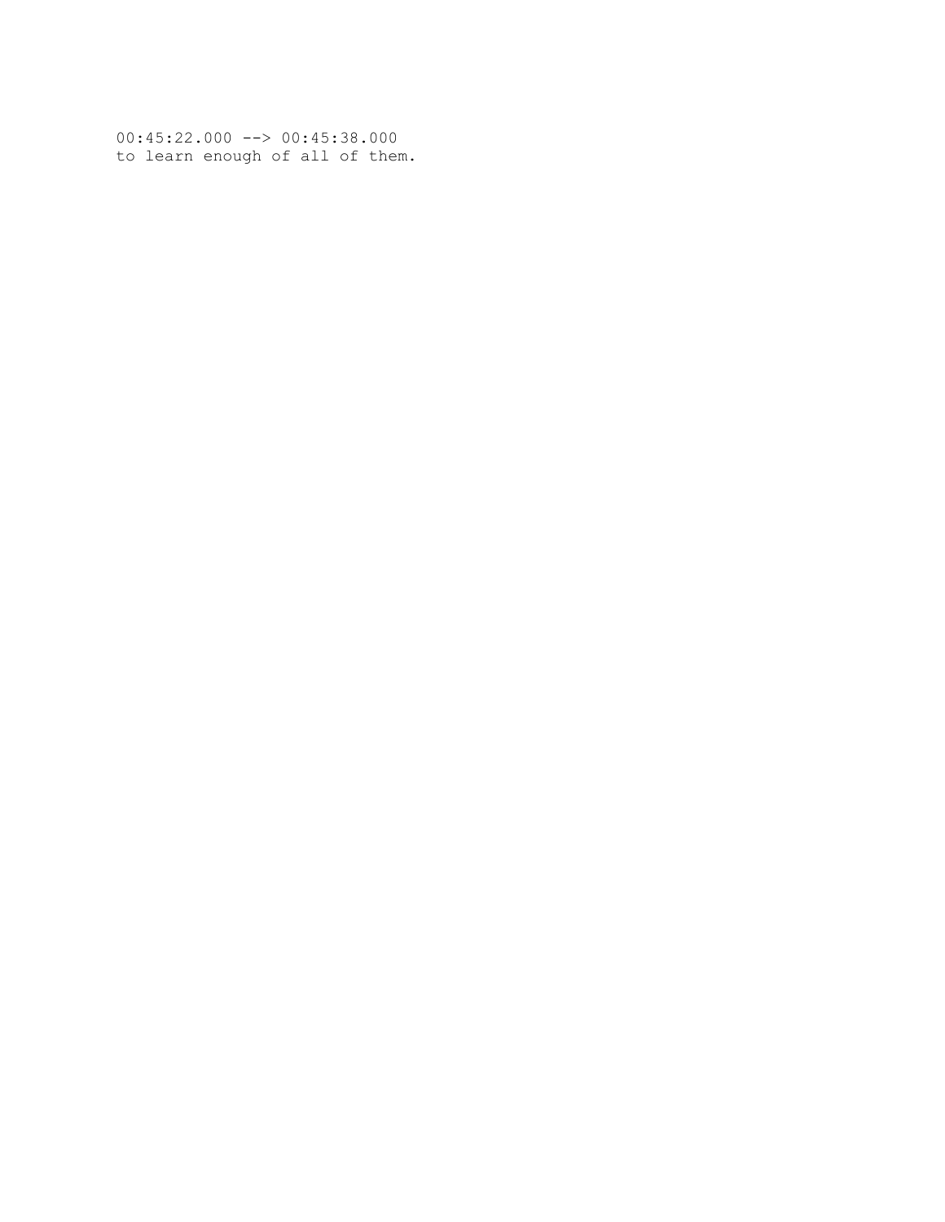00:45:22.000 --> 00:45:38.000
to learn enough of all of them.